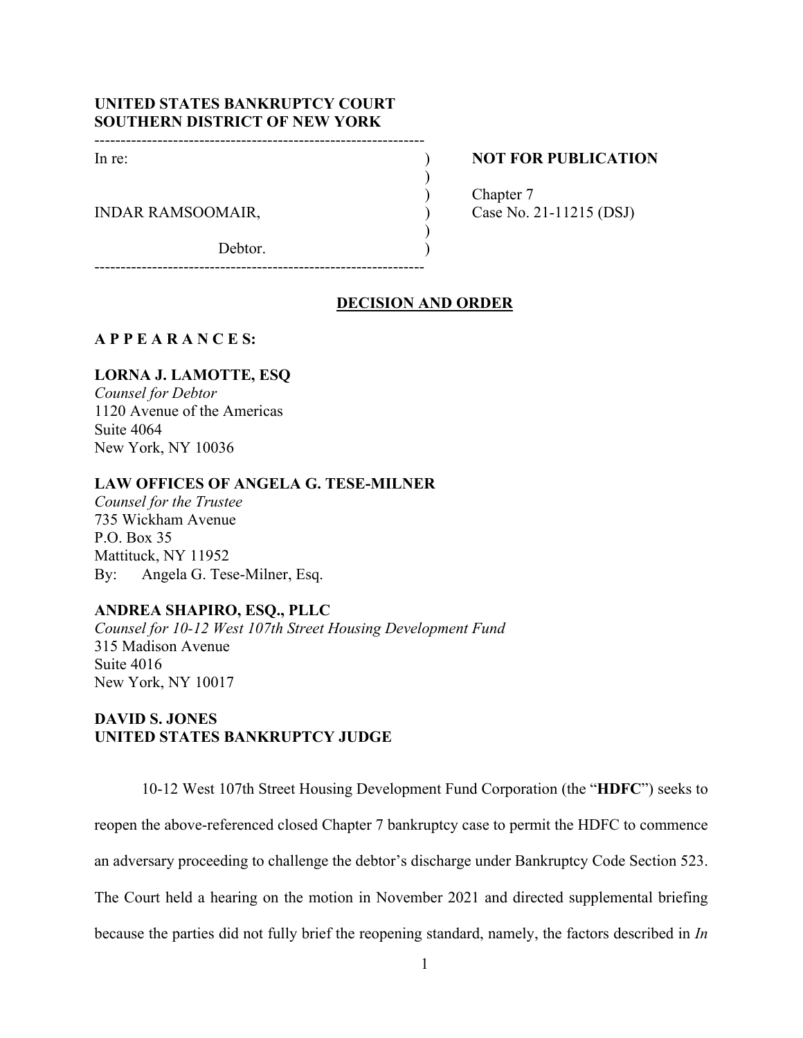**UNITED STATES BANKRUPTCY COURT**
**SOUTHERN DISTRICT OF NEW YORK**

| | | |
|---|---|---|
| In re: | ) | **NOT FOR PUBLICATION** |
| | ) | |
| | ) | Chapter 7 |
| INDAR RAMSOOMAIR, | ) | Case No. 21-11215 (DSJ) |
| | ) | |
| Debtor. | ) | |

## DECISION AND ORDER

**A P P E A R A N C E S:**

**LORNA J. LAMOTTE, ESQ**
*Counsel for Debtor*
1120 Avenue of the Americas
Suite 4064
New York, NY 10036

**LAW OFFICES OF ANGELA G. TESE-MILNER**
*Counsel for the Trustee*
735 Wickham Avenue
P.O. Box 35
Mattituck, NY 11952
By: Angela G. Tese-Milner, Esq.

**ANDREA SHAPIRO, ESQ., PLLC**
*Counsel for 10-12 West 107th Street Housing Development Fund*
315 Madison Avenue
Suite 4016
New York, NY 10017

**DAVID S. JONES**
**UNITED STATES BANKRUPTCY JUDGE**

10-12 West 107th Street Housing Development Fund Corporation (the "**HDFC**") seeks to reopen the above-referenced closed Chapter 7 bankruptcy case to permit the HDFC to commence an adversary proceeding to challenge the debtor's discharge under Bankruptcy Code Section 523. The Court held a hearing on the motion in November 2021 and directed supplemental briefing because the parties did not fully brief the reopening standard, namely, the factors described in *In*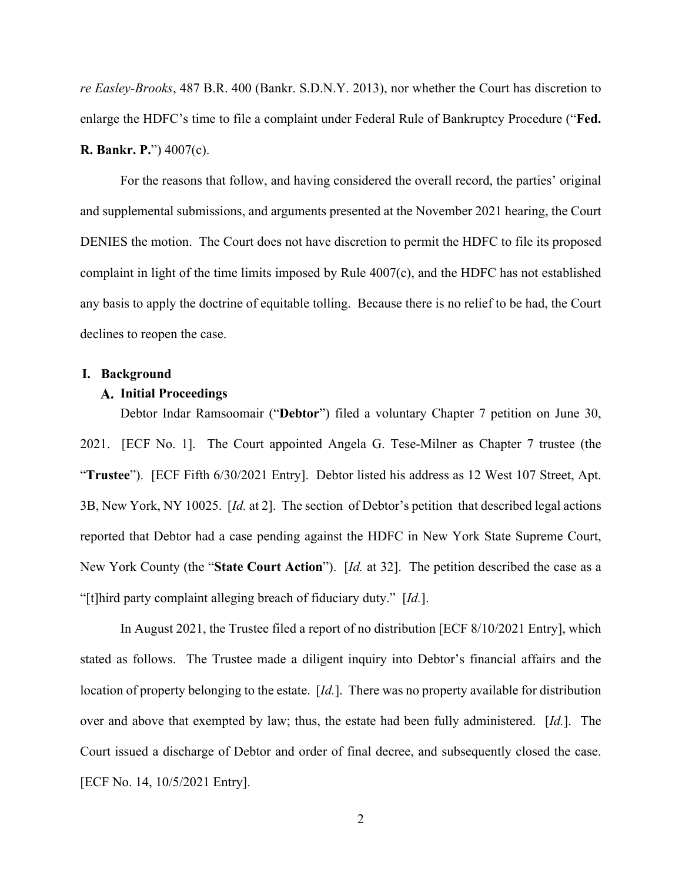*re Easley-Brooks*, 487 B.R. 400 (Bankr. S.D.N.Y. 2013), nor whether the Court has discretion to enlarge the HDFC's time to file a complaint under Federal Rule of Bankruptcy Procedure ("**Fed. R. Bankr. P.**") 4007(c).

For the reasons that follow, and having considered the overall record, the parties' original and supplemental submissions, and arguments presented at the November 2021 hearing, the Court DENIES the motion. The Court does not have discretion to permit the HDFC to file its proposed complaint in light of the time limits imposed by Rule 4007(c), and the HDFC has not established any basis to apply the doctrine of equitable tolling. Because there is no relief to be had, the Court declines to reopen the case.

## I. Background

### A. Initial Proceedings

Debtor Indar Ramsoomair ("**Debtor**") filed a voluntary Chapter 7 petition on June 30, 2021. [ECF No. 1]. The Court appointed Angela G. Tese-Milner as Chapter 7 trustee (the "**Trustee**"). [ECF Fifth 6/30/2021 Entry]. Debtor listed his address as 12 West 107 Street, Apt. 3B, New York, NY 10025. [*Id.* at 2]. The section of Debtor's petition that described legal actions reported that Debtor had a case pending against the HDFC in New York State Supreme Court, New York County (the "**State Court Action**"). [*Id.* at 32]. The petition described the case as a "[t]hird party complaint alleging breach of fiduciary duty." [*Id.*].

In August 2021, the Trustee filed a report of no distribution [ECF 8/10/2021 Entry], which stated as follows. The Trustee made a diligent inquiry into Debtor's financial affairs and the location of property belonging to the estate. [*Id.*]. There was no property available for distribution over and above that exempted by law; thus, the estate had been fully administered. [*Id.*]. The Court issued a discharge of Debtor and order of final decree, and subsequently closed the case. [ECF No. 14, 10/5/2021 Entry].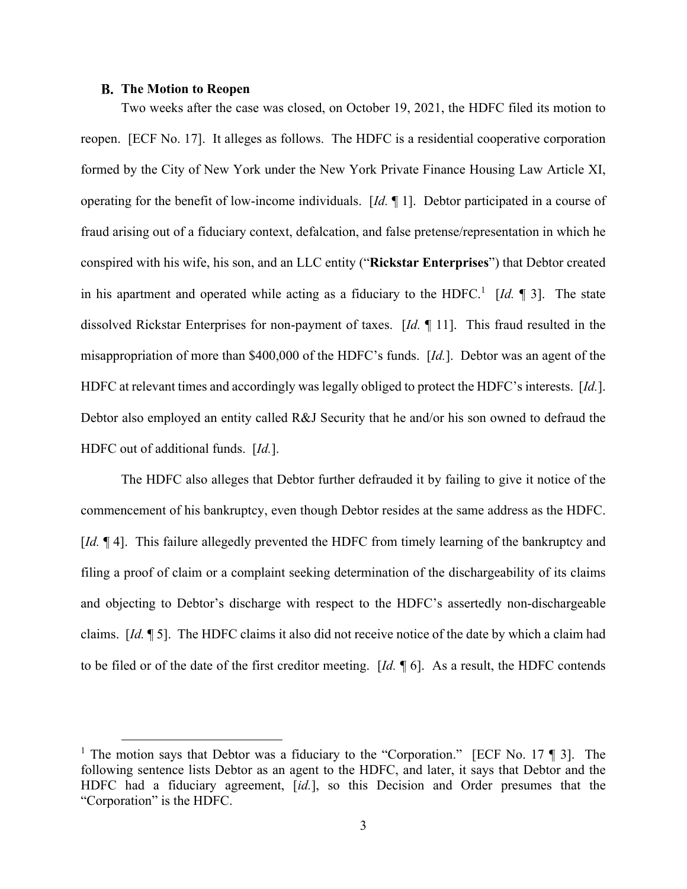### B. The Motion to Reopen

Two weeks after the case was closed, on October 19, 2021, the HDFC filed its motion to reopen. [ECF No. 17]. It alleges as follows. The HDFC is a residential cooperative corporation formed by the City of New York under the New York Private Finance Housing Law Article XI, operating for the benefit of low-income individuals. [*Id.* ¶ 1]. Debtor participated in a course of fraud arising out of a fiduciary context, defalcation, and false pretense/representation in which he conspired with his wife, his son, and an LLC entity ("**Rickstar Enterprises**") that Debtor created in his apartment and operated while acting as a fiduciary to the HDFC.[1] [*Id.* ¶ 3]. The state dissolved Rickstar Enterprises for non-payment of taxes. [*Id.* ¶ 11]. This fraud resulted in the misappropriation of more than $400,000 of the HDFC's funds. [*Id.*]. Debtor was an agent of the HDFC at relevant times and accordingly was legally obliged to protect the HDFC's interests. [*Id.*]. Debtor also employed an entity called R&J Security that he and/or his son owned to defraud the HDFC out of additional funds. [*Id.*].

The HDFC also alleges that Debtor further defrauded it by failing to give it notice of the commencement of his bankruptcy, even though Debtor resides at the same address as the HDFC. [*Id.* ¶ 4]. This failure allegedly prevented the HDFC from timely learning of the bankruptcy and filing a proof of claim or a complaint seeking determination of the dischargeability of its claims and objecting to Debtor's discharge with respect to the HDFC's assertedly non-dischargeable claims. [*Id.* ¶ 5]. The HDFC claims it also did not receive notice of the date by which a claim had to be filed or of the date of the first creditor meeting. [*Id.* ¶ 6]. As a result, the HDFC contends

---

[1] The motion says that Debtor was a fiduciary to the "Corporation." [ECF No. 17 ¶ 3]. The following sentence lists Debtor as an agent to the HDFC, and later, it says that Debtor and the HDFC had a fiduciary agreement, [*id.*], so this Decision and Order presumes that the "Corporation" is the HDFC.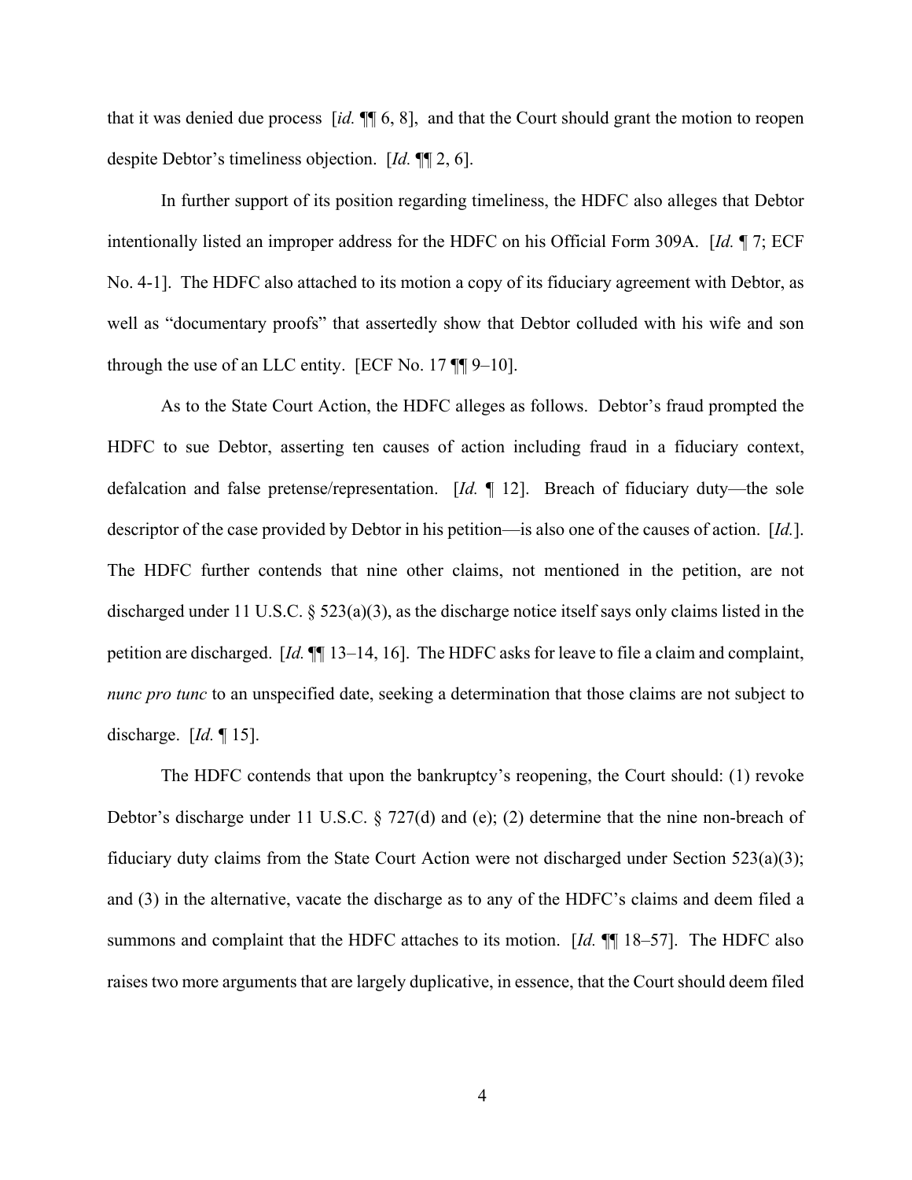that it was denied due process [*id.* ¶¶ 6, 8], and that the Court should grant the motion to reopen despite Debtor's timeliness objection. [*Id.* ¶¶ 2, 6].

In further support of its position regarding timeliness, the HDFC also alleges that Debtor intentionally listed an improper address for the HDFC on his Official Form 309A. [*Id.* ¶ 7; ECF No. 4-1]. The HDFC also attached to its motion a copy of its fiduciary agreement with Debtor, as well as "documentary proofs" that assertedly show that Debtor colluded with his wife and son through the use of an LLC entity. [ECF No. 17 ¶¶ 9–10].

As to the State Court Action, the HDFC alleges as follows. Debtor's fraud prompted the HDFC to sue Debtor, asserting ten causes of action including fraud in a fiduciary context, defalcation and false pretense/representation. [*Id.* ¶ 12]. Breach of fiduciary duty—the sole descriptor of the case provided by Debtor in his petition—is also one of the causes of action. [*Id.*]. The HDFC further contends that nine other claims, not mentioned in the petition, are not discharged under 11 U.S.C. § 523(a)(3), as the discharge notice itself says only claims listed in the petition are discharged. [*Id.* ¶¶ 13–14, 16]. The HDFC asks for leave to file a claim and complaint, *nunc pro tunc* to an unspecified date, seeking a determination that those claims are not subject to discharge. [*Id.* ¶ 15].

The HDFC contends that upon the bankruptcy's reopening, the Court should: (1) revoke Debtor's discharge under 11 U.S.C. § 727(d) and (e); (2) determine that the nine non-breach of fiduciary duty claims from the State Court Action were not discharged under Section 523(a)(3); and (3) in the alternative, vacate the discharge as to any of the HDFC's claims and deem filed a summons and complaint that the HDFC attaches to its motion. [*Id.* ¶¶ 18–57]. The HDFC also raises two more arguments that are largely duplicative, in essence, that the Court should deem filed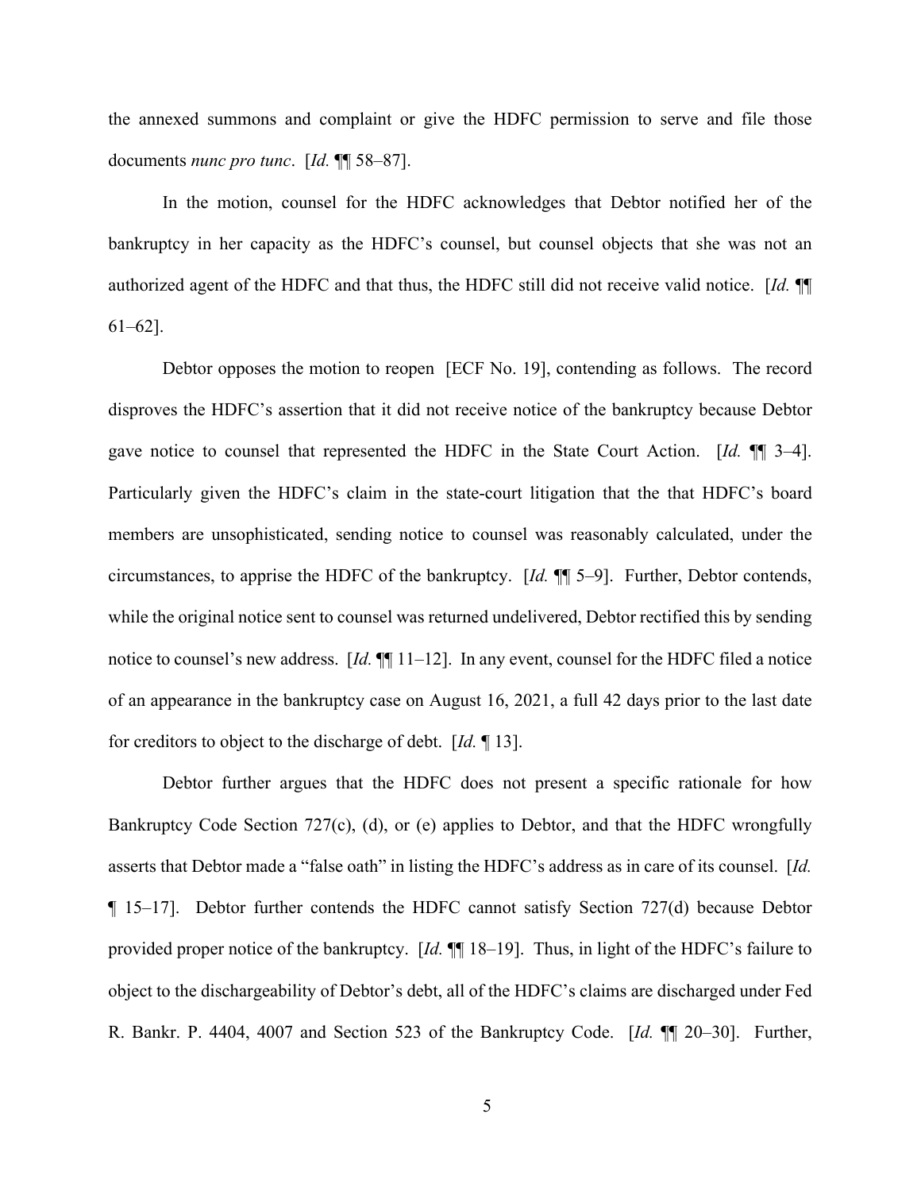the annexed summons and complaint or give the HDFC permission to serve and file those documents *nunc pro tunc*. [*Id.* ¶¶ 58–87].

In the motion, counsel for the HDFC acknowledges that Debtor notified her of the bankruptcy in her capacity as the HDFC's counsel, but counsel objects that she was not an authorized agent of the HDFC and that thus, the HDFC still did not receive valid notice. [*Id.* ¶¶ 61–62].

Debtor opposes the motion to reopen [ECF No. 19], contending as follows. The record disproves the HDFC's assertion that it did not receive notice of the bankruptcy because Debtor gave notice to counsel that represented the HDFC in the State Court Action. [*Id.* ¶¶ 3–4]. Particularly given the HDFC's claim in the state-court litigation that the that HDFC's board members are unsophisticated, sending notice to counsel was reasonably calculated, under the circumstances, to apprise the HDFC of the bankruptcy. [*Id.* ¶¶ 5–9]. Further, Debtor contends, while the original notice sent to counsel was returned undelivered, Debtor rectified this by sending notice to counsel's new address. [*Id.* ¶¶ 11–12]. In any event, counsel for the HDFC filed a notice of an appearance in the bankruptcy case on August 16, 2021, a full 42 days prior to the last date for creditors to object to the discharge of debt. [*Id.* ¶ 13].

Debtor further argues that the HDFC does not present a specific rationale for how Bankruptcy Code Section 727(c), (d), or (e) applies to Debtor, and that the HDFC wrongfully asserts that Debtor made a "false oath" in listing the HDFC's address as in care of its counsel. [*Id.* ¶ 15–17]. Debtor further contends the HDFC cannot satisfy Section 727(d) because Debtor provided proper notice of the bankruptcy. [*Id.* ¶¶ 18–19]. Thus, in light of the HDFC's failure to object to the dischargeability of Debtor's debt, all of the HDFC's claims are discharged under Fed R. Bankr. P. 4404, 4007 and Section 523 of the Bankruptcy Code. [*Id.* ¶¶ 20–30]. Further,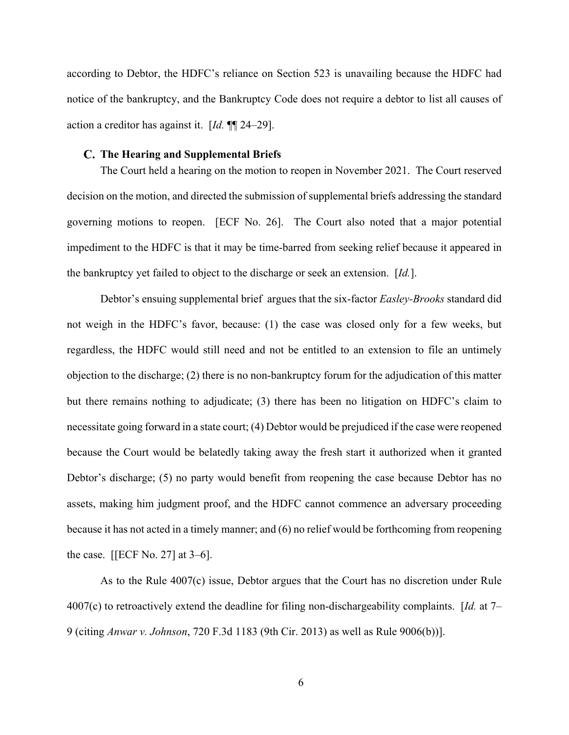according to Debtor, the HDFC's reliance on Section 523 is unavailing because the HDFC had notice of the bankruptcy, and the Bankruptcy Code does not require a debtor to list all causes of action a creditor has against it. [*Id.* ¶¶ 24–29].

### C. The Hearing and Supplemental Briefs

The Court held a hearing on the motion to reopen in November 2021. The Court reserved decision on the motion, and directed the submission of supplemental briefs addressing the standard governing motions to reopen. [ECF No. 26]. The Court also noted that a major potential impediment to the HDFC is that it may be time-barred from seeking relief because it appeared in the bankruptcy yet failed to object to the discharge or seek an extension. [*Id.*].

Debtor's ensuing supplemental brief argues that the six-factor *Easley-Brooks* standard did not weigh in the HDFC's favor, because: (1) the case was closed only for a few weeks, but regardless, the HDFC would still need and not be entitled to an extension to file an untimely objection to the discharge; (2) there is no non-bankruptcy forum for the adjudication of this matter but there remains nothing to adjudicate; (3) there has been no litigation on HDFC's claim to necessitate going forward in a state court; (4) Debtor would be prejudiced if the case were reopened because the Court would be belatedly taking away the fresh start it authorized when it granted Debtor's discharge; (5) no party would benefit from reopening the case because Debtor has no assets, making him judgment proof, and the HDFC cannot commence an adversary proceeding because it has not acted in a timely manner; and (6) no relief would be forthcoming from reopening the case. [[ECF No. 27] at 3–6].

As to the Rule 4007(c) issue, Debtor argues that the Court has no discretion under Rule 4007(c) to retroactively extend the deadline for filing non-dischargeability complaints. [*Id.* at 7–9 (citing *Anwar v. Johnson*, 720 F.3d 1183 (9th Cir. 2013) as well as Rule 9006(b))].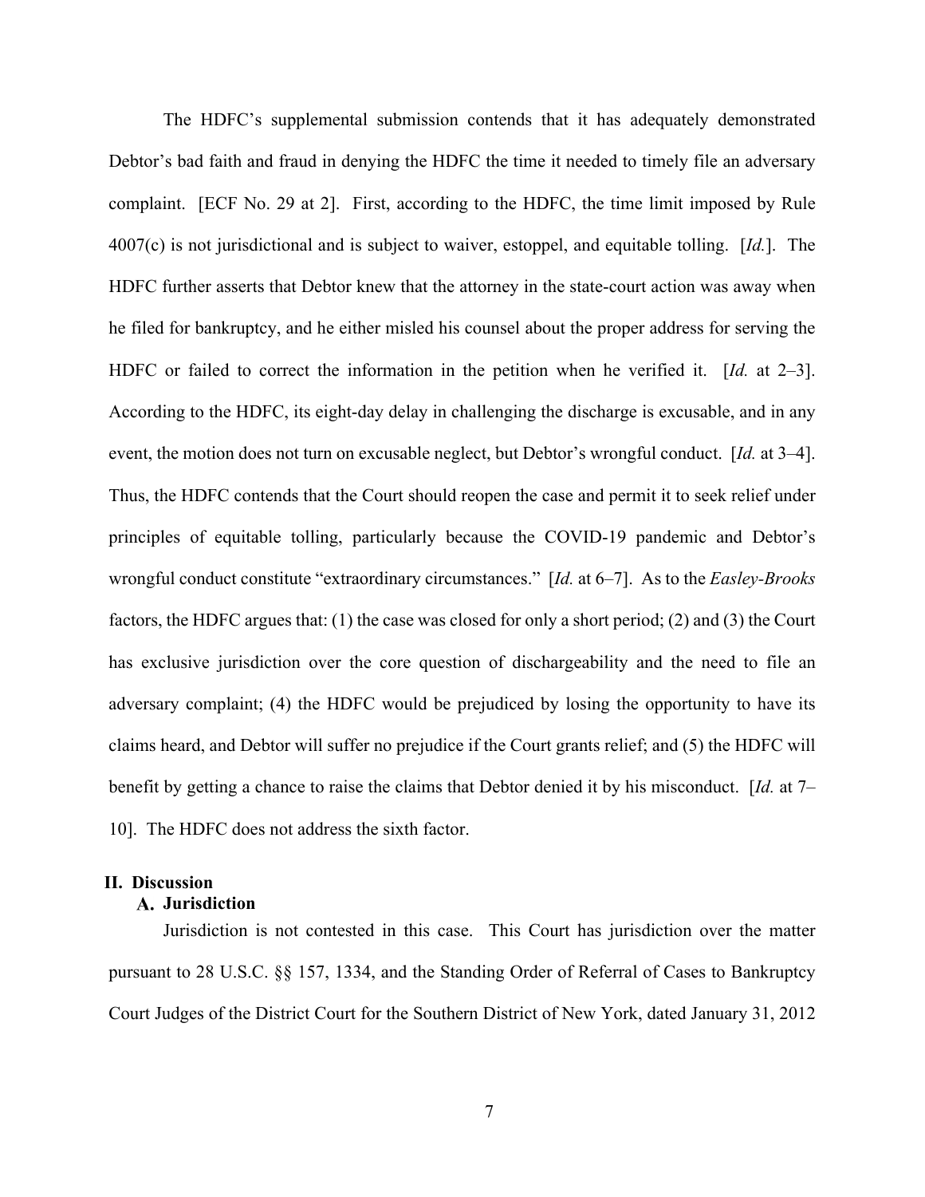The HDFC's supplemental submission contends that it has adequately demonstrated Debtor's bad faith and fraud in denying the HDFC the time it needed to timely file an adversary complaint. [ECF No. 29 at 2]. First, according to the HDFC, the time limit imposed by Rule 4007(c) is not jurisdictional and is subject to waiver, estoppel, and equitable tolling. [*Id.*]. The HDFC further asserts that Debtor knew that the attorney in the state-court action was away when he filed for bankruptcy, and he either misled his counsel about the proper address for serving the HDFC or failed to correct the information in the petition when he verified it. [*Id.* at 2–3]. According to the HDFC, its eight-day delay in challenging the discharge is excusable, and in any event, the motion does not turn on excusable neglect, but Debtor's wrongful conduct. [*Id.* at 3–4]. Thus, the HDFC contends that the Court should reopen the case and permit it to seek relief under principles of equitable tolling, particularly because the COVID-19 pandemic and Debtor's wrongful conduct constitute "extraordinary circumstances." [*Id.* at 6–7]. As to the *Easley-Brooks* factors, the HDFC argues that: (1) the case was closed for only a short period; (2) and (3) the Court has exclusive jurisdiction over the core question of dischargeability and the need to file an adversary complaint; (4) the HDFC would be prejudiced by losing the opportunity to have its claims heard, and Debtor will suffer no prejudice if the Court grants relief; and (5) the HDFC will benefit by getting a chance to raise the claims that Debtor denied it by his misconduct. [*Id.* at 7–10]. The HDFC does not address the sixth factor.

## II. Discussion

### A. Jurisdiction

Jurisdiction is not contested in this case. This Court has jurisdiction over the matter pursuant to 28 U.S.C. §§ 157, 1334, and the Standing Order of Referral of Cases to Bankruptcy Court Judges of the District Court for the Southern District of New York, dated January 31, 2012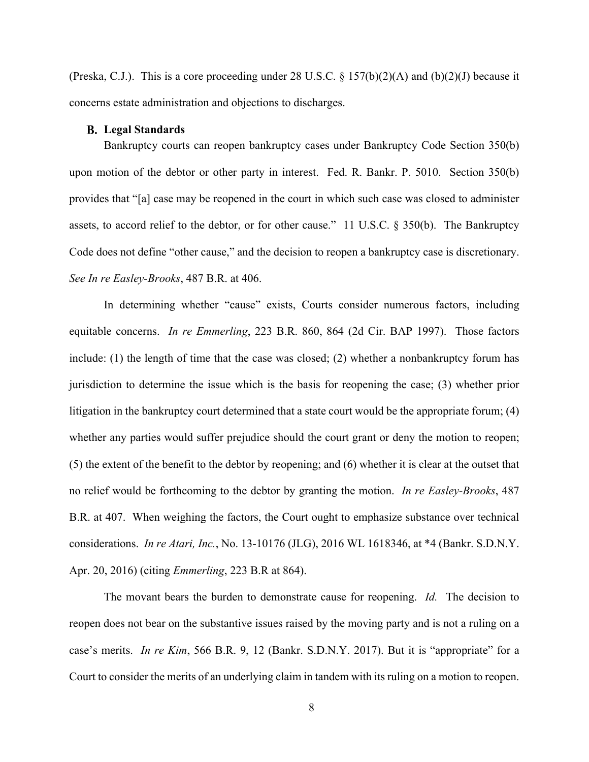(Preska, C.J.). This is a core proceeding under 28 U.S.C. § 157(b)(2)(A) and (b)(2)(J) because it concerns estate administration and objections to discharges.

### B. Legal Standards

Bankruptcy courts can reopen bankruptcy cases under Bankruptcy Code Section 350(b) upon motion of the debtor or other party in interest. Fed. R. Bankr. P. 5010. Section 350(b) provides that "[a] case may be reopened in the court in which such case was closed to administer assets, to accord relief to the debtor, or for other cause." 11 U.S.C. § 350(b). The Bankruptcy Code does not define "other cause," and the decision to reopen a bankruptcy case is discretionary. *See In re Easley-Brooks*, 487 B.R. at 406.

In determining whether "cause" exists, Courts consider numerous factors, including equitable concerns. *In re Emmerling*, 223 B.R. 860, 864 (2d Cir. BAP 1997). Those factors include: (1) the length of time that the case was closed; (2) whether a nonbankruptcy forum has jurisdiction to determine the issue which is the basis for reopening the case; (3) whether prior litigation in the bankruptcy court determined that a state court would be the appropriate forum; (4) whether any parties would suffer prejudice should the court grant or deny the motion to reopen; (5) the extent of the benefit to the debtor by reopening; and (6) whether it is clear at the outset that no relief would be forthcoming to the debtor by granting the motion. *In re Easley-Brooks*, 487 B.R. at 407. When weighing the factors, the Court ought to emphasize substance over technical considerations. *In re Atari, Inc.*, No. 13-10176 (JLG), 2016 WL 1618346, at *4 (Bankr. S.D.N.Y. Apr. 20, 2016) (citing *Emmerling*, 223 B.R at 864).

The movant bears the burden to demonstrate cause for reopening. *Id.* The decision to reopen does not bear on the substantive issues raised by the moving party and is not a ruling on a case's merits. *In re Kim*, 566 B.R. 9, 12 (Bankr. S.D.N.Y. 2017). But it is "appropriate" for a Court to consider the merits of an underlying claim in tandem with its ruling on a motion to reopen.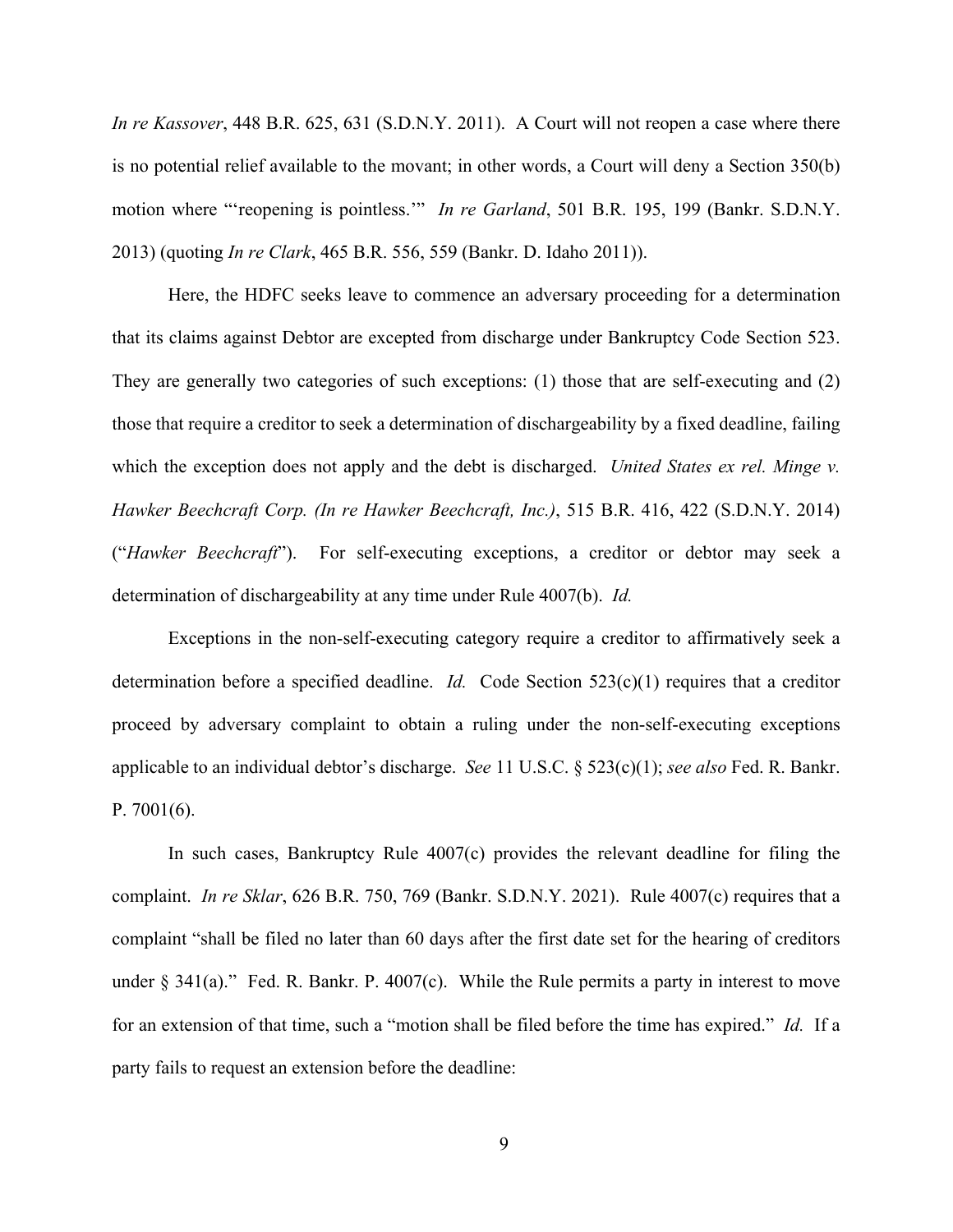*In re Kassover*, 448 B.R. 625, 631 (S.D.N.Y. 2011). A Court will not reopen a case where there is no potential relief available to the movant; in other words, a Court will deny a Section 350(b) motion where "'reopening is pointless.'" *In re Garland*, 501 B.R. 195, 199 (Bankr. S.D.N.Y. 2013) (quoting *In re Clark*, 465 B.R. 556, 559 (Bankr. D. Idaho 2011)).

Here, the HDFC seeks leave to commence an adversary proceeding for a determination that its claims against Debtor are excepted from discharge under Bankruptcy Code Section 523. They are generally two categories of such exceptions: (1) those that are self-executing and (2) those that require a creditor to seek a determination of dischargeability by a fixed deadline, failing which the exception does not apply and the debt is discharged. *United States ex rel. Minge v. Hawker Beechcraft Corp. (In re Hawker Beechcraft, Inc.)*, 515 B.R. 416, 422 (S.D.N.Y. 2014) ("*Hawker Beechcraft*"). For self-executing exceptions, a creditor or debtor may seek a determination of dischargeability at any time under Rule 4007(b). *Id.*

Exceptions in the non-self-executing category require a creditor to affirmatively seek a determination before a specified deadline. *Id.* Code Section 523(c)(1) requires that a creditor proceed by adversary complaint to obtain a ruling under the non-self-executing exceptions applicable to an individual debtor's discharge. *See* 11 U.S.C. § 523(c)(1); *see also* Fed. R. Bankr. P. 7001(6).

In such cases, Bankruptcy Rule 4007(c) provides the relevant deadline for filing the complaint. *In re Sklar*, 626 B.R. 750, 769 (Bankr. S.D.N.Y. 2021). Rule 4007(c) requires that a complaint "shall be filed no later than 60 days after the first date set for the hearing of creditors under § 341(a)." Fed. R. Bankr. P. 4007(c). While the Rule permits a party in interest to move for an extension of that time, such a "motion shall be filed before the time has expired." *Id.* If a party fails to request an extension before the deadline: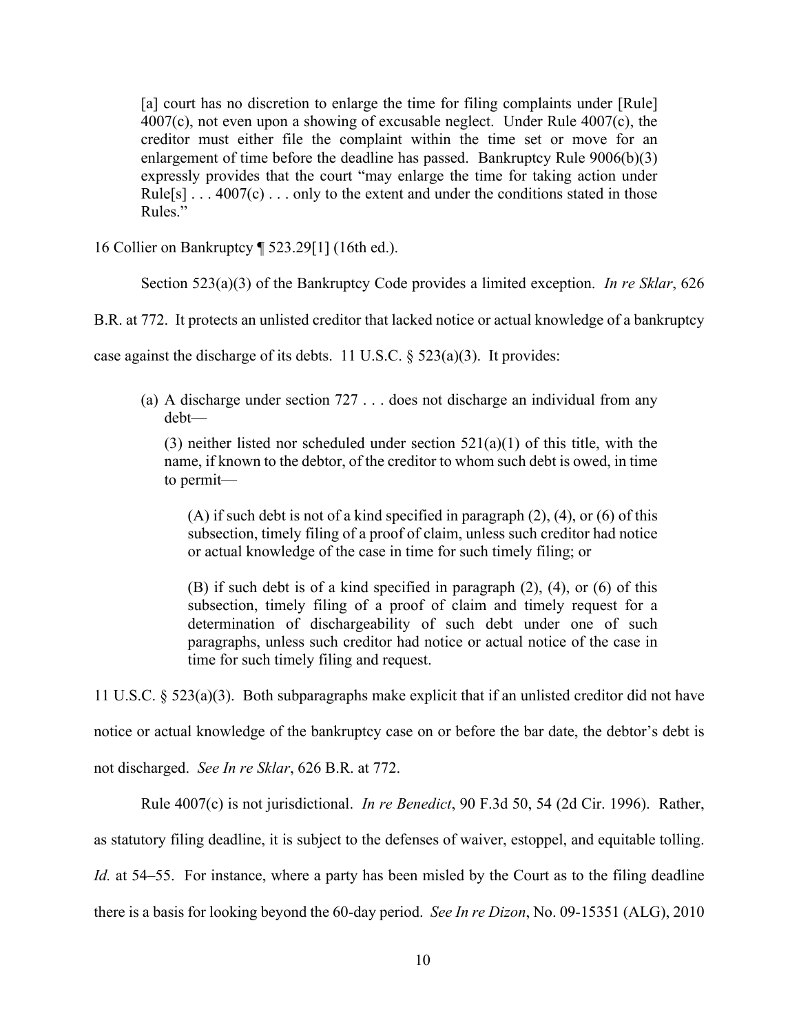> [a] court has no discretion to enlarge the time for filing complaints under [Rule] 4007(c), not even upon a showing of excusable neglect. Under Rule 4007(c), the creditor must either file the complaint within the time set or move for an enlargement of time before the deadline has passed. Bankruptcy Rule 9006(b)(3) expressly provides that the court "may enlarge the time for taking action under Rule[s] . . . 4007(c) . . . only to the extent and under the conditions stated in those Rules."

16 Collier on Bankruptcy ¶ 523.29[1] (16th ed.).

Section 523(a)(3) of the Bankruptcy Code provides a limited exception. *In re Sklar*, 626 B.R. at 772. It protects an unlisted creditor that lacked notice or actual knowledge of a bankruptcy case against the discharge of its debts. 11 U.S.C. § 523(a)(3). It provides:

> (a) A discharge under section 727 . . . does not discharge an individual from any debt—
>
> (3) neither listed nor scheduled under section 521(a)(1) of this title, with the name, if known to the debtor, of the creditor to whom such debt is owed, in time to permit—
>
> > (A) if such debt is not of a kind specified in paragraph (2), (4), or (6) of this subsection, timely filing of a proof of claim, unless such creditor had notice or actual knowledge of the case in time for such timely filing; or
> >
> > (B) if such debt is of a kind specified in paragraph (2), (4), or (6) of this subsection, timely filing of a proof of claim and timely request for a determination of dischargeability of such debt under one of such paragraphs, unless such creditor had notice or actual notice of the case in time for such timely filing and request.

11 U.S.C. § 523(a)(3). Both subparagraphs make explicit that if an unlisted creditor did not have notice or actual knowledge of the bankruptcy case on or before the bar date, the debtor's debt is not discharged. *See In re Sklar*, 626 B.R. at 772.

Rule 4007(c) is not jurisdictional. *In re Benedict*, 90 F.3d 50, 54 (2d Cir. 1996). Rather, as statutory filing deadline, it is subject to the defenses of waiver, estoppel, and equitable tolling. *Id.* at 54–55. For instance, where a party has been misled by the Court as to the filing deadline there is a basis for looking beyond the 60-day period. *See In re Dizon*, No. 09-15351 (ALG), 2010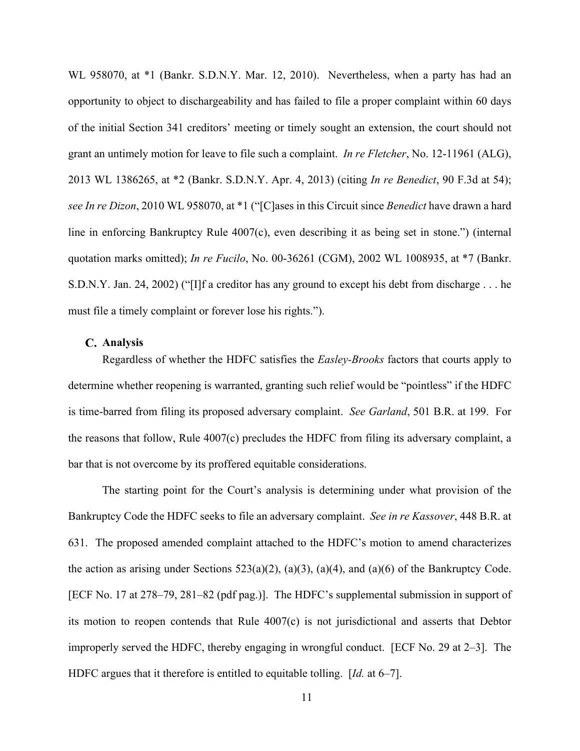WL 958070, at *1 (Bankr. S.D.N.Y. Mar. 12, 2010). Nevertheless, when a party has had an opportunity to object to dischargeability and has failed to file a proper complaint within 60 days of the initial Section 341 creditors' meeting or timely sought an extension, the court should not grant an untimely motion for leave to file such a complaint. *In re Fletcher*, No. 12-11961 (ALG), 2013 WL 1386265, at *2 (Bankr. S.D.N.Y. Apr. 4, 2013) (citing *In re Benedict*, 90 F.3d at 54); *see In re Dizon*, 2010 WL 958070, at *1 ("[C]ases in this Circuit since *Benedict* have drawn a hard line in enforcing Bankruptcy Rule 4007(c), even describing it as being set in stone.") (internal quotation marks omitted); *In re Fucilo*, No. 00-36261 (CGM), 2002 WL 1008935, at *7 (Bankr. S.D.N.Y. Jan. 24, 2002) ("[I]f a creditor has any ground to except his debt from discharge . . . he must file a timely complaint or forever lose his rights.").

### C. Analysis

Regardless of whether the HDFC satisfies the *Easley-Brooks* factors that courts apply to determine whether reopening is warranted, granting such relief would be "pointless" if the HDFC is time-barred from filing its proposed adversary complaint. *See Garland*, 501 B.R. at 199. For the reasons that follow, Rule 4007(c) precludes the HDFC from filing its adversary complaint, a bar that is not overcome by its proffered equitable considerations.

The starting point for the Court's analysis is determining under what provision of the Bankruptcy Code the HDFC seeks to file an adversary complaint. *See in re Kassover*, 448 B.R. at 631. The proposed amended complaint attached to the HDFC's motion to amend characterizes the action as arising under Sections 523(a)(2), (a)(3), (a)(4), and (a)(6) of the Bankruptcy Code. [ECF No. 17 at 278–79, 281–82 (pdf pag.)]. The HDFC's supplemental submission in support of its motion to reopen contends that Rule 4007(c) is not jurisdictional and asserts that Debtor improperly served the HDFC, thereby engaging in wrongful conduct. [ECF No. 29 at 2–3]. The HDFC argues that it therefore is entitled to equitable tolling. [*Id.* at 6–7].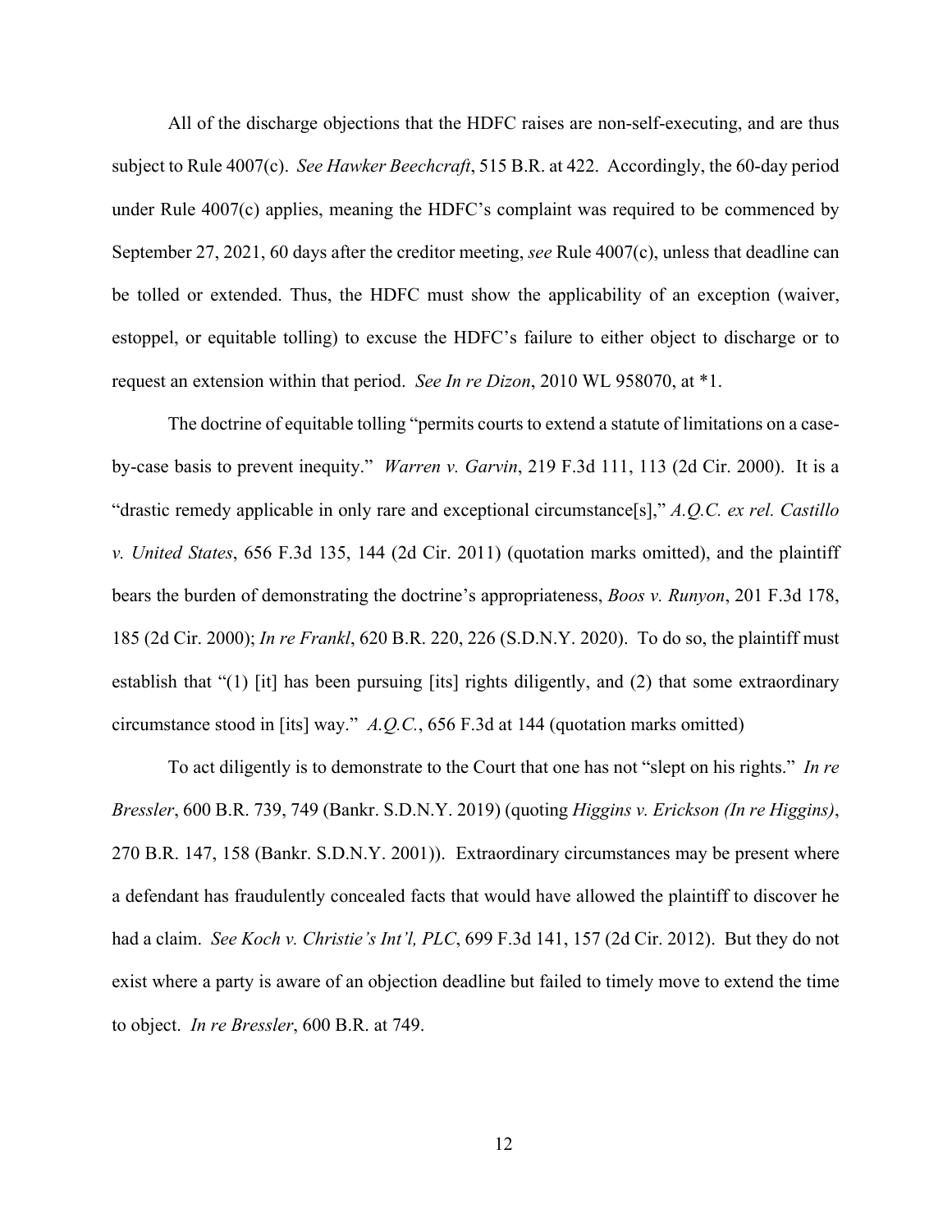All of the discharge objections that the HDFC raises are non-self-executing, and are thus subject to Rule 4007(c). *See Hawker Beechcraft*, 515 B.R. at 422. Accordingly, the 60-day period under Rule 4007(c) applies, meaning the HDFC's complaint was required to be commenced by September 27, 2021, 60 days after the creditor meeting, *see* Rule 4007(c), unless that deadline can be tolled or extended. Thus, the HDFC must show the applicability of an exception (waiver, estoppel, or equitable tolling) to excuse the HDFC's failure to either object to discharge or to request an extension within that period. *See In re Dizon*, 2010 WL 958070, at \*1.

The doctrine of equitable tolling "permits courts to extend a statute of limitations on a case-by-case basis to prevent inequity." *Warren v. Garvin*, 219 F.3d 111, 113 (2d Cir. 2000). It is a "drastic remedy applicable in only rare and exceptional circumstance[s]," *A.Q.C. ex rel. Castillo v. United States*, 656 F.3d 135, 144 (2d Cir. 2011) (quotation marks omitted), and the plaintiff bears the burden of demonstrating the doctrine's appropriateness, *Boos v. Runyon*, 201 F.3d 178, 185 (2d Cir. 2000); *In re Frankl*, 620 B.R. 220, 226 (S.D.N.Y. 2020). To do so, the plaintiff must establish that "(1) [it] has been pursuing [its] rights diligently, and (2) that some extraordinary circumstance stood in [its] way." *A.Q.C.*, 656 F.3d at 144 (quotation marks omitted)

To act diligently is to demonstrate to the Court that one has not "slept on his rights." *In re Bressler*, 600 B.R. 739, 749 (Bankr. S.D.N.Y. 2019) (quoting *Higgins v. Erickson (In re Higgins)*, 270 B.R. 147, 158 (Bankr. S.D.N.Y. 2001)). Extraordinary circumstances may be present where a defendant has fraudulently concealed facts that would have allowed the plaintiff to discover he had a claim. *See Koch v. Christie's Int'l, PLC*, 699 F.3d 141, 157 (2d Cir. 2012). But they do not exist where a party is aware of an objection deadline but failed to timely move to extend the time to object. *In re Bressler*, 600 B.R. at 749.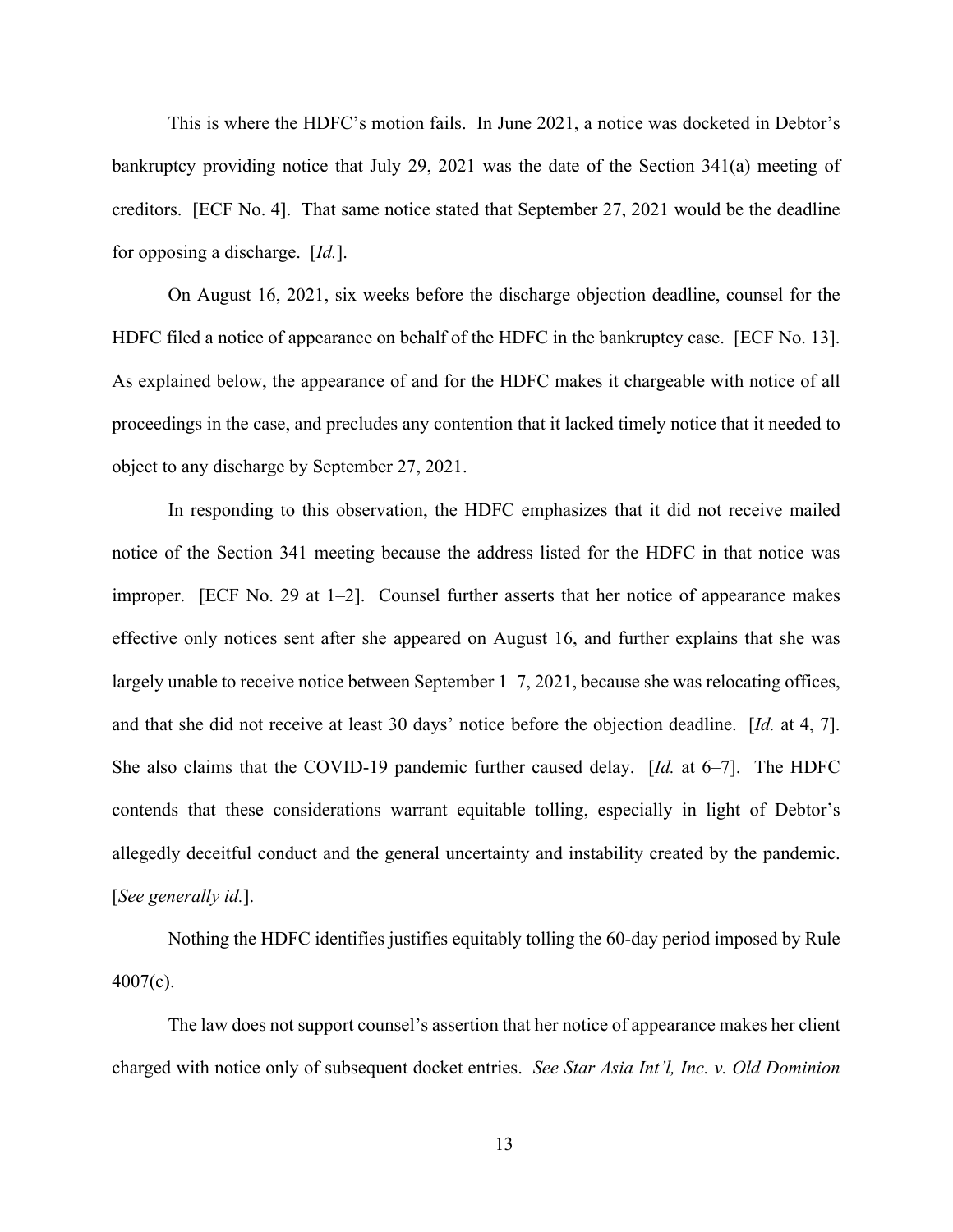This is where the HDFC's motion fails. In June 2021, a notice was docketed in Debtor's bankruptcy providing notice that July 29, 2021 was the date of the Section 341(a) meeting of creditors. [ECF No. 4]. That same notice stated that September 27, 2021 would be the deadline for opposing a discharge. [*Id.*].

On August 16, 2021, six weeks before the discharge objection deadline, counsel for the HDFC filed a notice of appearance on behalf of the HDFC in the bankruptcy case. [ECF No. 13]. As explained below, the appearance of and for the HDFC makes it chargeable with notice of all proceedings in the case, and precludes any contention that it lacked timely notice that it needed to object to any discharge by September 27, 2021.

In responding to this observation, the HDFC emphasizes that it did not receive mailed notice of the Section 341 meeting because the address listed for the HDFC in that notice was improper. [ECF No. 29 at 1–2]. Counsel further asserts that her notice of appearance makes effective only notices sent after she appeared on August 16, and further explains that she was largely unable to receive notice between September 1–7, 2021, because she was relocating offices, and that she did not receive at least 30 days' notice before the objection deadline. [*Id.* at 4, 7]. She also claims that the COVID-19 pandemic further caused delay. [*Id.* at 6–7]. The HDFC contends that these considerations warrant equitable tolling, especially in light of Debtor's allegedly deceitful conduct and the general uncertainty and instability created by the pandemic. [*See generally id.*].

Nothing the HDFC identifies justifies equitably tolling the 60-day period imposed by Rule 4007(c).

The law does not support counsel's assertion that her notice of appearance makes her client charged with notice only of subsequent docket entries. *See Star Asia Int'l, Inc. v. Old Dominion*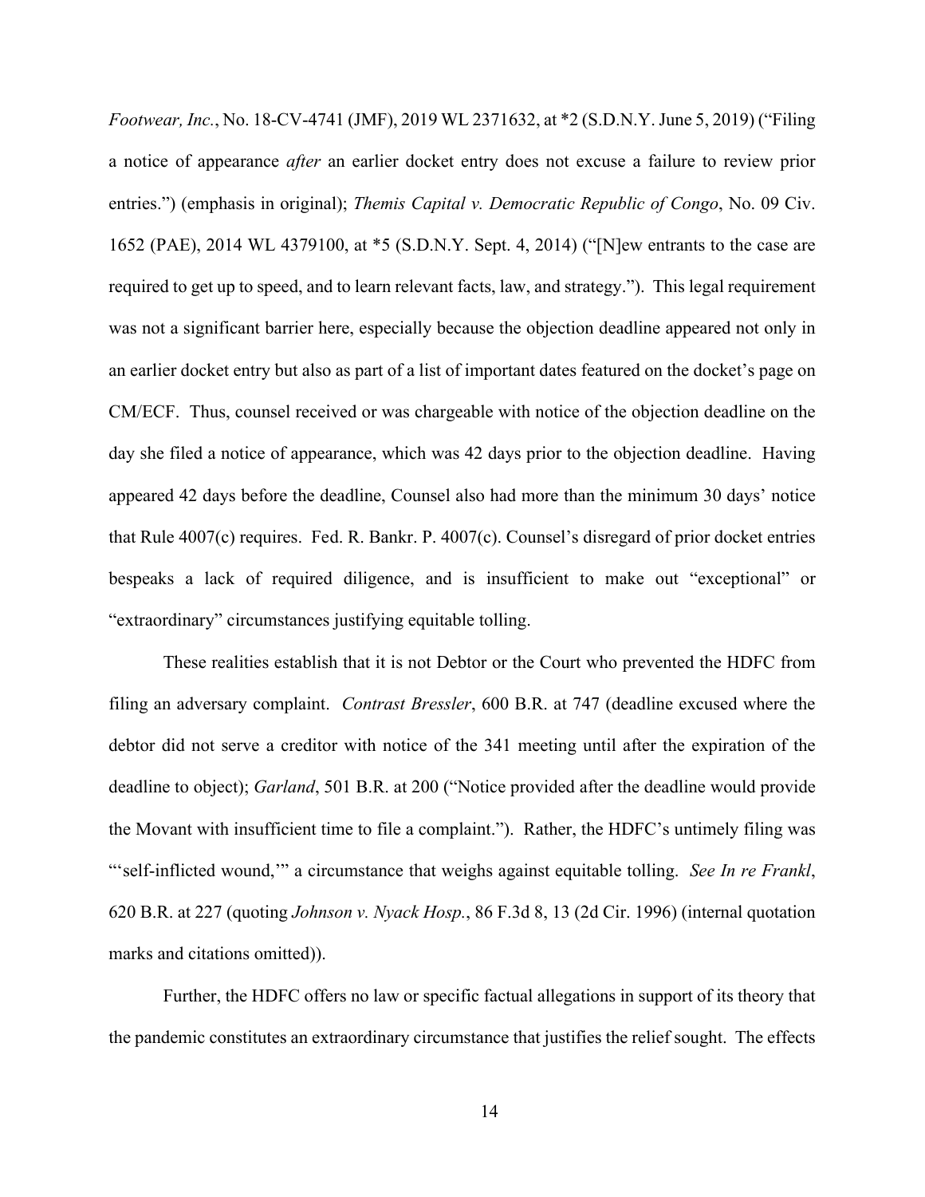*Footwear, Inc.*, No. 18-CV-4741 (JMF), 2019 WL 2371632, at *2 (S.D.N.Y. June 5, 2019) ("Filing a notice of appearance *after* an earlier docket entry does not excuse a failure to review prior entries.") (emphasis in original); *Themis Capital v. Democratic Republic of Congo*, No. 09 Civ. 1652 (PAE), 2014 WL 4379100, at *5 (S.D.N.Y. Sept. 4, 2014) ("[N]ew entrants to the case are required to get up to speed, and to learn relevant facts, law, and strategy."). This legal requirement was not a significant barrier here, especially because the objection deadline appeared not only in an earlier docket entry but also as part of a list of important dates featured on the docket's page on CM/ECF. Thus, counsel received or was chargeable with notice of the objection deadline on the day she filed a notice of appearance, which was 42 days prior to the objection deadline. Having appeared 42 days before the deadline, Counsel also had more than the minimum 30 days' notice that Rule 4007(c) requires. Fed. R. Bankr. P. 4007(c). Counsel's disregard of prior docket entries bespeaks a lack of required diligence, and is insufficient to make out "exceptional" or "extraordinary" circumstances justifying equitable tolling.

These realities establish that it is not Debtor or the Court who prevented the HDFC from filing an adversary complaint. *Contrast Bressler*, 600 B.R. at 747 (deadline excused where the debtor did not serve a creditor with notice of the 341 meeting until after the expiration of the deadline to object); *Garland*, 501 B.R. at 200 ("Notice provided after the deadline would provide the Movant with insufficient time to file a complaint."). Rather, the HDFC's untimely filing was "'self-inflicted wound,'" a circumstance that weighs against equitable tolling. *See In re Frankl*, 620 B.R. at 227 (quoting *Johnson v. Nyack Hosp.*, 86 F.3d 8, 13 (2d Cir. 1996) (internal quotation marks and citations omitted)).

Further, the HDFC offers no law or specific factual allegations in support of its theory that the pandemic constitutes an extraordinary circumstance that justifies the relief sought. The effects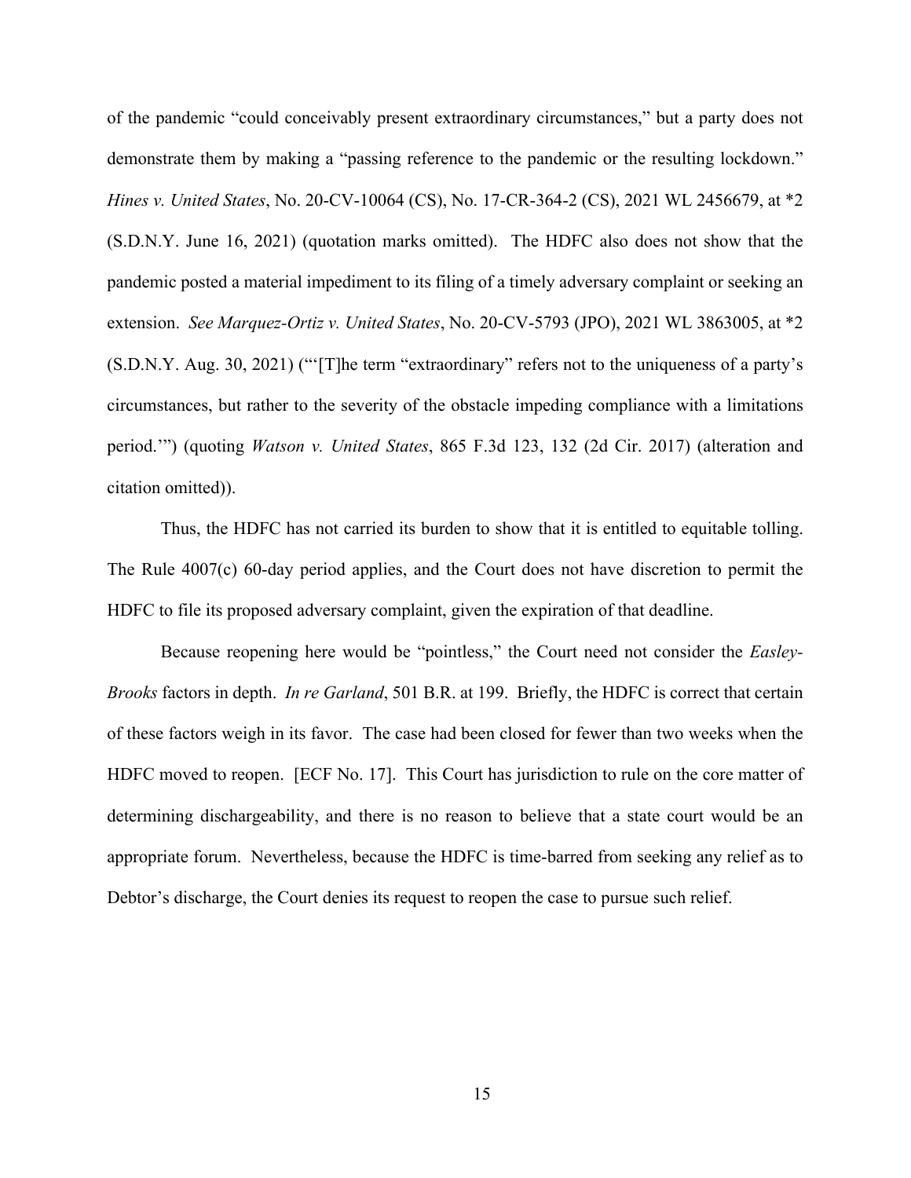of the pandemic "could conceivably present extraordinary circumstances," but a party does not demonstrate them by making a "passing reference to the pandemic or the resulting lockdown." *Hines v. United States*, No. 20-CV-10064 (CS), No. 17-CR-364-2 (CS), 2021 WL 2456679, at *2 (S.D.N.Y. June 16, 2021) (quotation marks omitted). The HDFC also does not show that the pandemic posted a material impediment to its filing of a timely adversary complaint or seeking an extension. *See Marquez-Ortiz v. United States*, No. 20-CV-5793 (JPO), 2021 WL 3863005, at *2 (S.D.N.Y. Aug. 30, 2021) ("'[T]he term "extraordinary" refers not to the uniqueness of a party's circumstances, but rather to the severity of the obstacle impeding compliance with a limitations period.'") (quoting *Watson v. United States*, 865 F.3d 123, 132 (2d Cir. 2017) (alteration and citation omitted)).

Thus, the HDFC has not carried its burden to show that it is entitled to equitable tolling. The Rule 4007(c) 60-day period applies, and the Court does not have discretion to permit the HDFC to file its proposed adversary complaint, given the expiration of that deadline.

Because reopening here would be "pointless," the Court need not consider the *Easley-Brooks* factors in depth. *In re Garland*, 501 B.R. at 199. Briefly, the HDFC is correct that certain of these factors weigh in its favor. The case had been closed for fewer than two weeks when the HDFC moved to reopen. [ECF No. 17]. This Court has jurisdiction to rule on the core matter of determining dischargeability, and there is no reason to believe that a state court would be an appropriate forum. Nevertheless, because the HDFC is time-barred from seeking any relief as to Debtor's discharge, the Court denies its request to reopen the case to pursue such relief.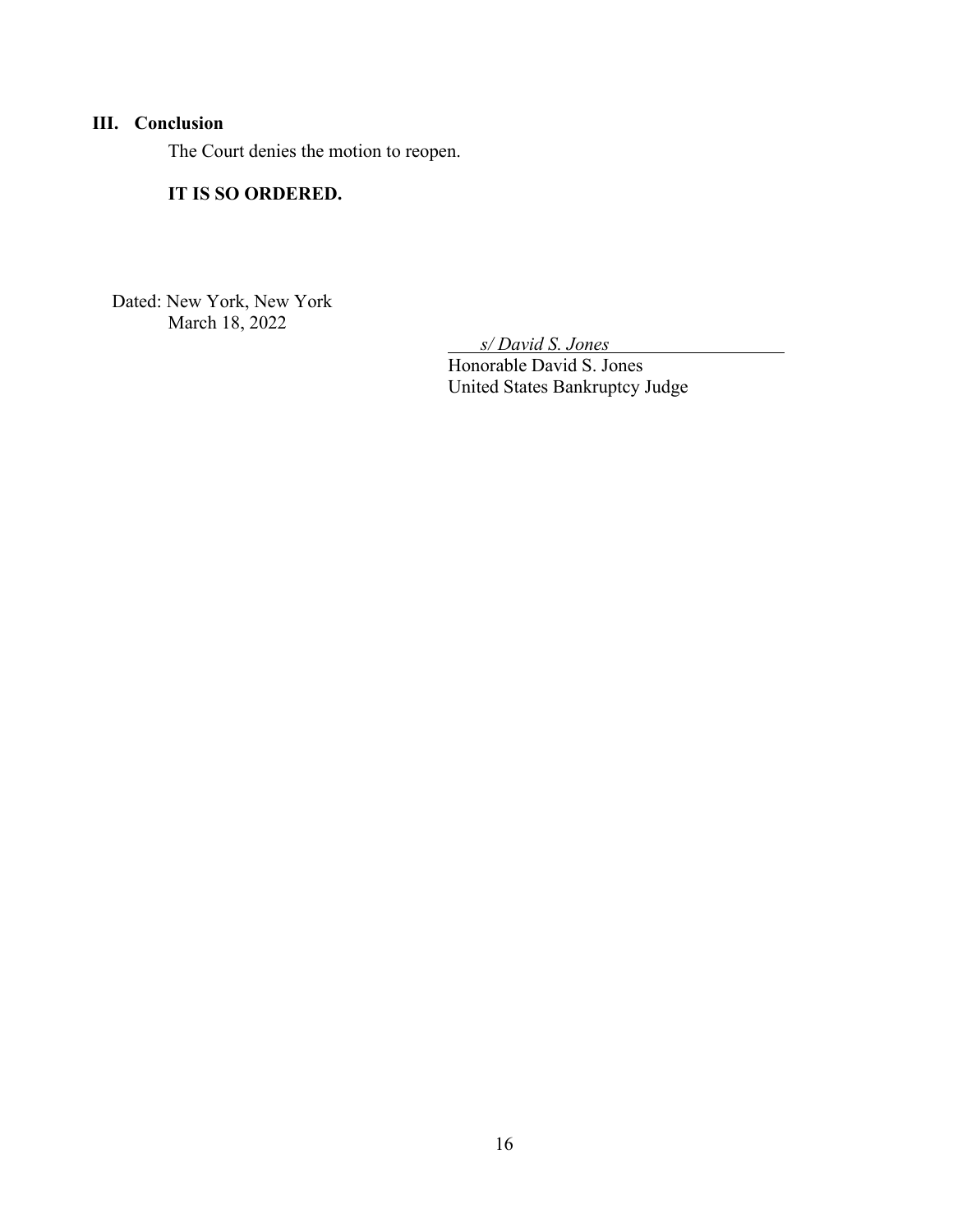## III. Conclusion

The Court denies the motion to reopen.

**IT IS SO ORDERED.**

Dated: New York, New York
March 18, 2022

*s/ David S. Jones*
Honorable David S. Jones
United States Bankruptcy Judge